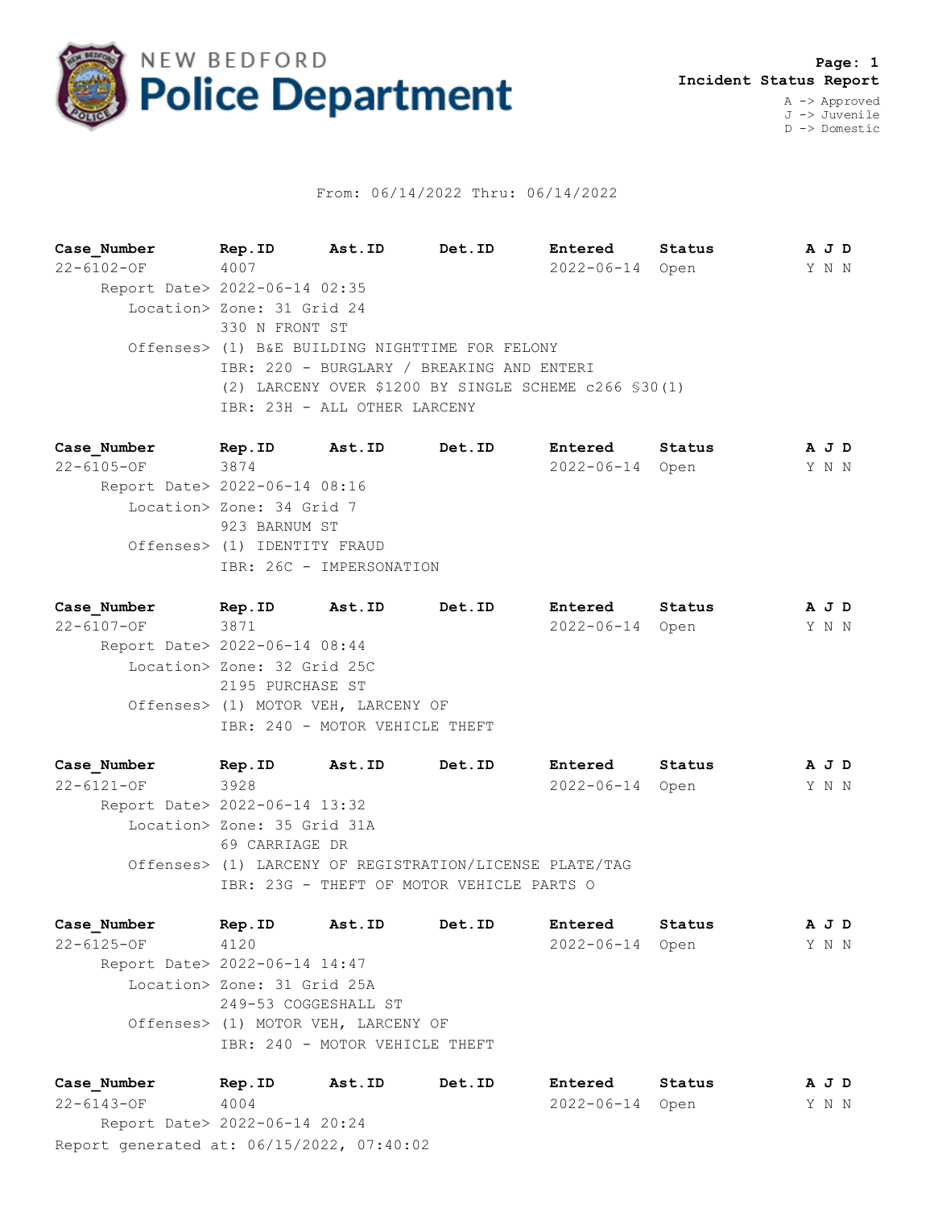NEW BEDFORD **Police Department**

**Incident Status Report**

A -> Approved
J -> Juvenile
D -> Domestic

From: 06/14/2022 Thru: 06/14/2022

| Case_Number | Rep.ID | Ast.ID | Det.ID | Entered | Status | A | J | D |
|---|---|---|---|---|---|---|---|---|
| 22-6102-OF | 4007 | | | 2022-06-14 | Open | Y | N | N |

Report Date> 2022-06-14 02:35
Location> Zone: 31 Grid 24
330 N FRONT ST
Offenses> (1) B&E BUILDING NIGHTTIME FOR FELONY
IBR: 220 - BURGLARY / BREAKING AND ENTERI
(2) LARCENY OVER $1200 BY SINGLE SCHEME c266 §30(1)
IBR: 23H - ALL OTHER LARCENY

| Case_Number | Rep.ID | Ast.ID | Det.ID | Entered | Status | A | J | D |
|---|---|---|---|---|---|---|---|---|
| 22-6105-OF | 3874 | | | 2022-06-14 | Open | Y | N | N |

Report Date> 2022-06-14 08:16
Location> Zone: 34 Grid 7
923 BARNUM ST
Offenses> (1) IDENTITY FRAUD
IBR: 26C - IMPERSONATION

| Case_Number | Rep.ID | Ast.ID | Det.ID | Entered | Status | A | J | D |
|---|---|---|---|---|---|---|---|---|
| 22-6107-OF | 3871 | | | 2022-06-14 | Open | Y | N | N |

Report Date> 2022-06-14 08:44
Location> Zone: 32 Grid 25C
2195 PURCHASE ST
Offenses> (1) MOTOR VEH, LARCENY OF
IBR: 240 - MOTOR VEHICLE THEFT

| Case_Number | Rep.ID | Ast.ID | Det.ID | Entered | Status | A | J | D |
|---|---|---|---|---|---|---|---|---|
| 22-6121-OF | 3928 | | | 2022-06-14 | Open | Y | N | N |

Report Date> 2022-06-14 13:32
Location> Zone: 35 Grid 31A
69 CARRIAGE DR
Offenses> (1) LARCENY OF REGISTRATION/LICENSE PLATE/TAG
IBR: 23G - THEFT OF MOTOR VEHICLE PARTS O

| Case_Number | Rep.ID | Ast.ID | Det.ID | Entered | Status | A | J | D |
|---|---|---|---|---|---|---|---|---|
| 22-6125-OF | 4120 | | | 2022-06-14 | Open | Y | N | N |

Report Date> 2022-06-14 14:47
Location> Zone: 31 Grid 25A
249-53 COGGESHALL ST
Offenses> (1) MOTOR VEH, LARCENY OF
IBR: 240 - MOTOR VEHICLE THEFT

| Case_Number | Rep.ID | Ast.ID | Det.ID | Entered | Status | A | J | D |
|---|---|---|---|---|---|---|---|---|
| 22-6143-OF | 4004 | | | 2022-06-14 | Open | Y | N | N |

Report Date> 2022-06-14 20:24

Report generated at: 06/15/2022, 07:40:02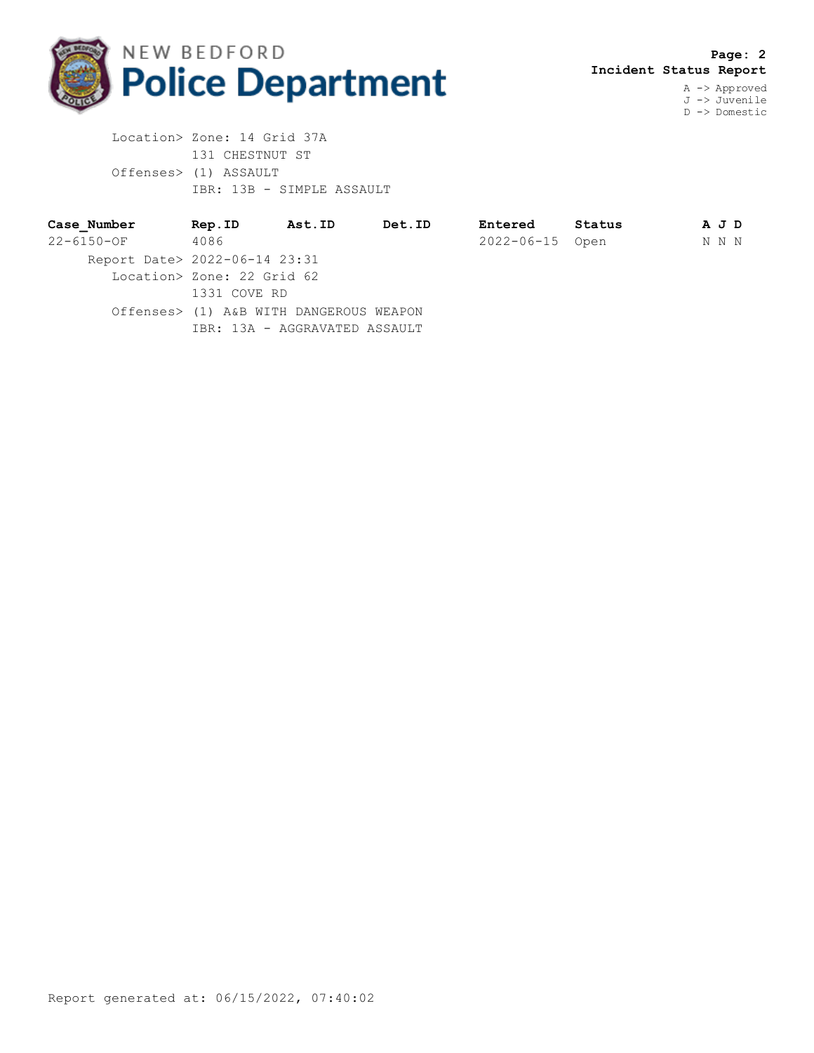# NEW BEDFORD Police Department

**Page: 2**
**Incident Status Report**

A -> Approved
J -> Juvenile
D -> Domestic

Location> Zone: 14 Grid 37A
131 CHESTNUT ST
Offenses> (1) ASSAULT
IBR: 13B - SIMPLE ASSAULT

| Case_Number | Rep.ID | Ast.ID | Det.ID | Entered | Status | A J D |
|---|---|---|---|---|---|---|
| 22-6150-OF | 4086 | | | 2022-06-15 | Open | N N N |

Report Date> 2022-06-14 23:31
Location> Zone: 22 Grid 62
1331 COVE RD
Offenses> (1) A&B WITH DANGEROUS WEAPON
IBR: 13A - AGGRAVATED ASSAULT

Report generated at: 06/15/2022, 07:40:02